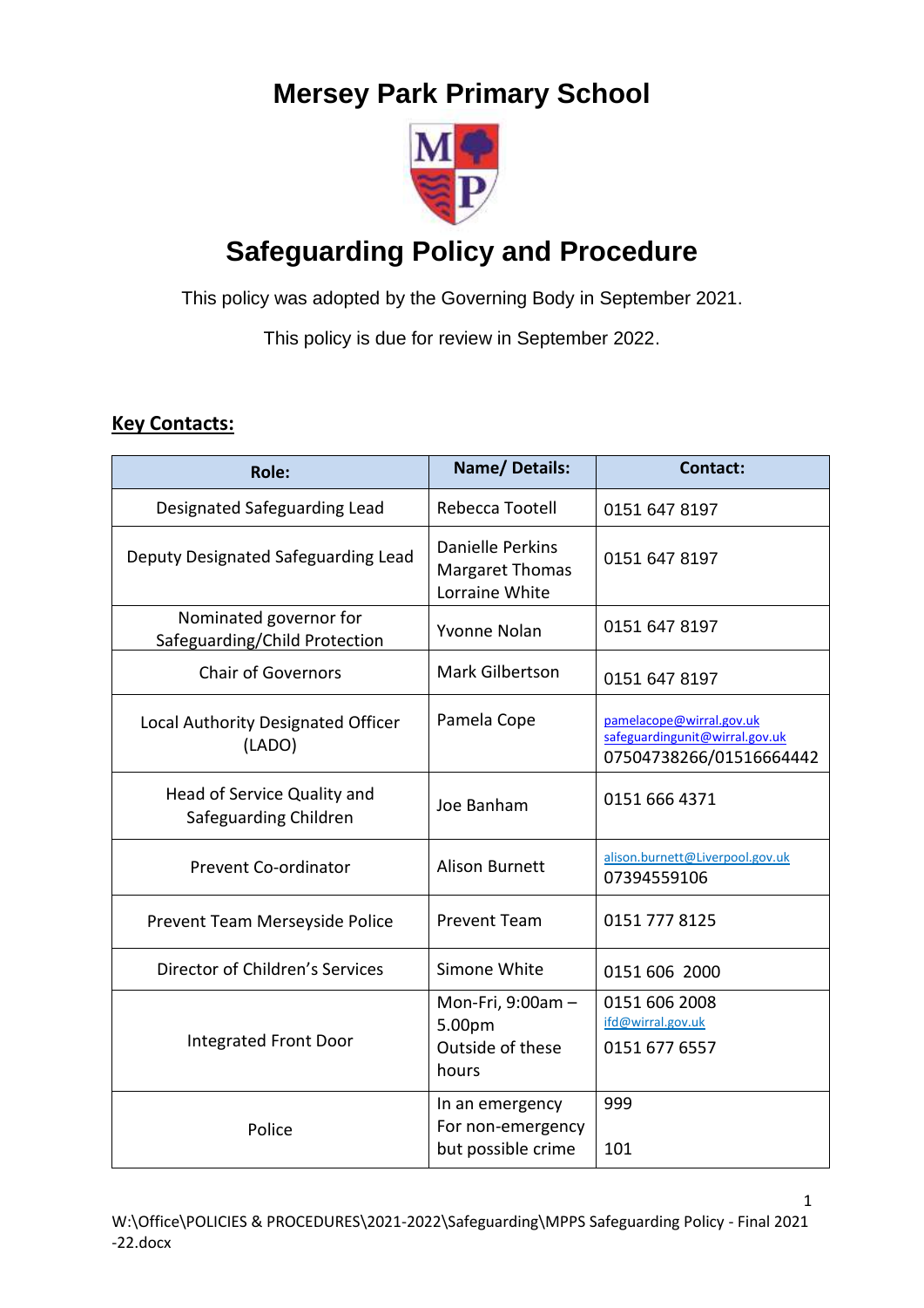# Mersey Park Primary School

# Safeguarding Policy and Procedure

This policy was adopted by the Governing Body in September 2021.

This policy is due for review in September 2022.

## Key Contacts:

| Role: | Name/ Details: | Contact: |
|---|---|---|
| Designated Safeguarding Lead | Rebecca Tootell | 0151 647 8197 |
| Deputy Designated Safeguarding Lead | Danielle Perkins<br>Margaret Thomas<br>Lorraine White | 0151 647 8197 |
| Nominated governor for Safeguarding/Child Protection | Yvonne Nolan | 0151 647 8197 |
| Chair of Governors | Mark Gilbertson | 0151 647 8197 |
| Local Authority Designated Officer (LADO) | Pamela Cope | pamelacope@wirral.gov.uk<br>safeguardingunit@wirral.gov.uk<br>07504738266/01516664442 |
| Head of Service Quality and Safeguarding Children | Joe Banham | 0151 666 4371 |
| Prevent Co-ordinator | Alison Burnett | alison.burnett@Liverpool.gov.uk<br>07394559106 |
| Prevent Team Merseyside Police | Prevent Team | 0151 777 8125 |
| Director of Children's Services | Simone White | 0151 606 2000 |
| Integrated Front Door | Mon-Fri, 9:00am – 5.00pm<br>Outside of these hours | 0151 606 2008<br>ifd@wirral.gov.uk<br>0151 677 6557 |
| Police | In an emergency<br>For non-emergency but possible crime | 999<br>101 |

W:\Office\POLICIES & PROCEDURES\2021-2022\Safeguarding\MPPS Safeguarding Policy - Final 2021-22.docx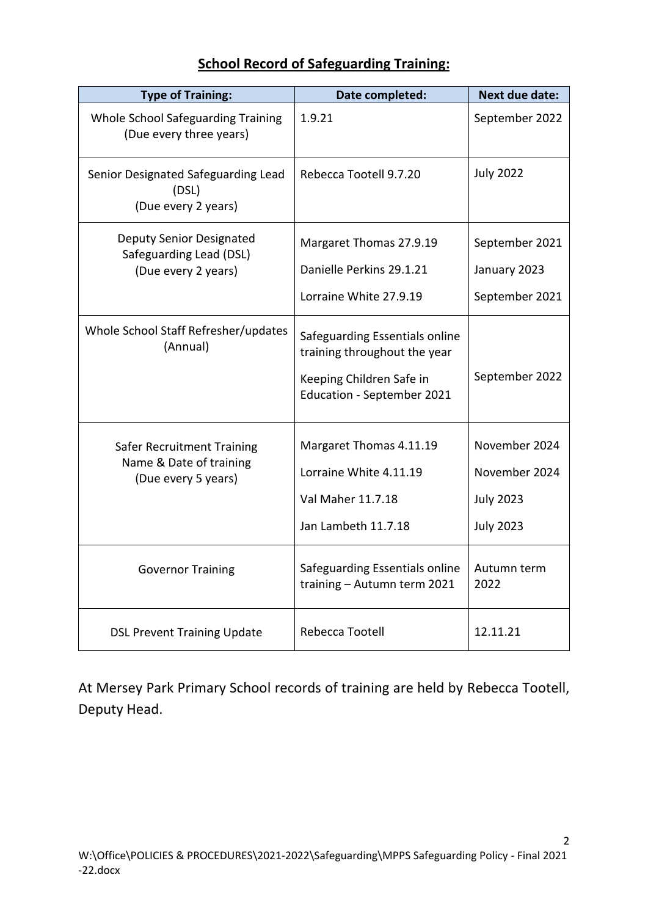## **School Record of Safeguarding Training:**

| Type of Training: | Date completed: | Next due date: |
|---|---|---|
| Whole School Safeguarding Training (Due every three years) | 1.9.21 | September 2022 |
| Senior Designated Safeguarding Lead (DSL) (Due every 2 years) | Rebecca Tootell 9.7.20 | July 2022 |
| Deputy Senior Designated Safeguarding Lead (DSL) (Due every 2 years) | Margaret Thomas 27.9.19<br>Danielle Perkins 29.1.21<br>Lorraine White 27.9.19 | September 2021<br>January 2023<br>September 2021 |
| Whole School Staff Refresher/updates (Annual) | Safeguarding Essentials online training throughout the year<br>Keeping Children Safe in Education - September 2021 | September 2022 |
| Safer Recruitment Training Name & Date of training (Due every 5 years) | Margaret Thomas 4.11.19<br>Lorraine White 4.11.19<br>Val Maher 11.7.18<br>Jan Lambeth 11.7.18 | November 2024<br>November 2024<br>July 2023<br>July 2023 |
| Governor Training | Safeguarding Essentials online training – Autumn term 2021 | Autumn term 2022 |
| DSL Prevent Training Update | Rebecca Tootell | 12.11.21 |

At Mersey Park Primary School records of training are held by Rebecca Tootell, Deputy Head.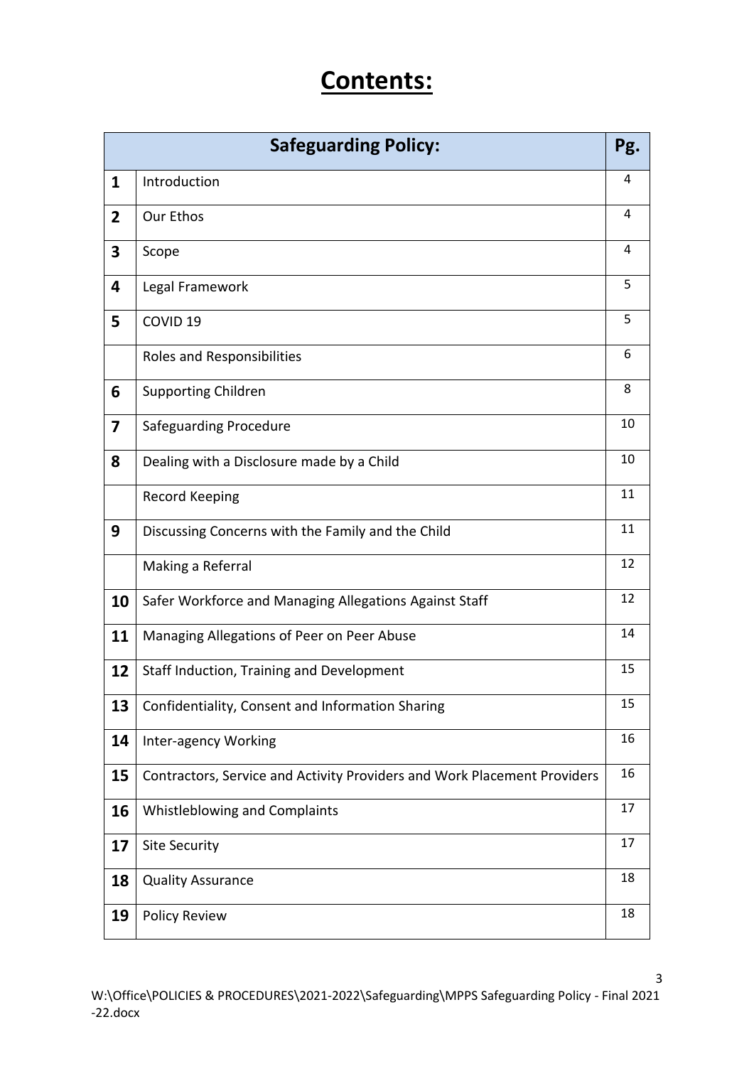# Contents:

| | Safeguarding Policy: | Pg. |
|---|---|---|
| 1 | Introduction | 4 |
| 2 | Our Ethos | 4 |
| 3 | Scope | 4 |
| 4 | Legal Framework | 5 |
| 5 | COVID 19 | 5 |
| | Roles and Responsibilities | 6 |
| 6 | Supporting Children | 8 |
| 7 | Safeguarding Procedure | 10 |
| 8 | Dealing with a Disclosure made by a Child | 10 |
| | Record Keeping | 11 |
| 9 | Discussing Concerns with the Family and the Child | 11 |
| | Making a Referral | 12 |
| 10 | Safer Workforce and Managing Allegations Against Staff | 12 |
| 11 | Managing Allegations of Peer on Peer Abuse | 14 |
| 12 | Staff Induction, Training and Development | 15 |
| 13 | Confidentiality, Consent and Information Sharing | 15 |
| 14 | Inter-agency Working | 16 |
| 15 | Contractors, Service and Activity Providers and Work Placement Providers | 16 |
| 16 | Whistleblowing and Complaints | 17 |
| 17 | Site Security | 17 |
| 18 | Quality Assurance | 18 |
| 19 | Policy Review | 18 |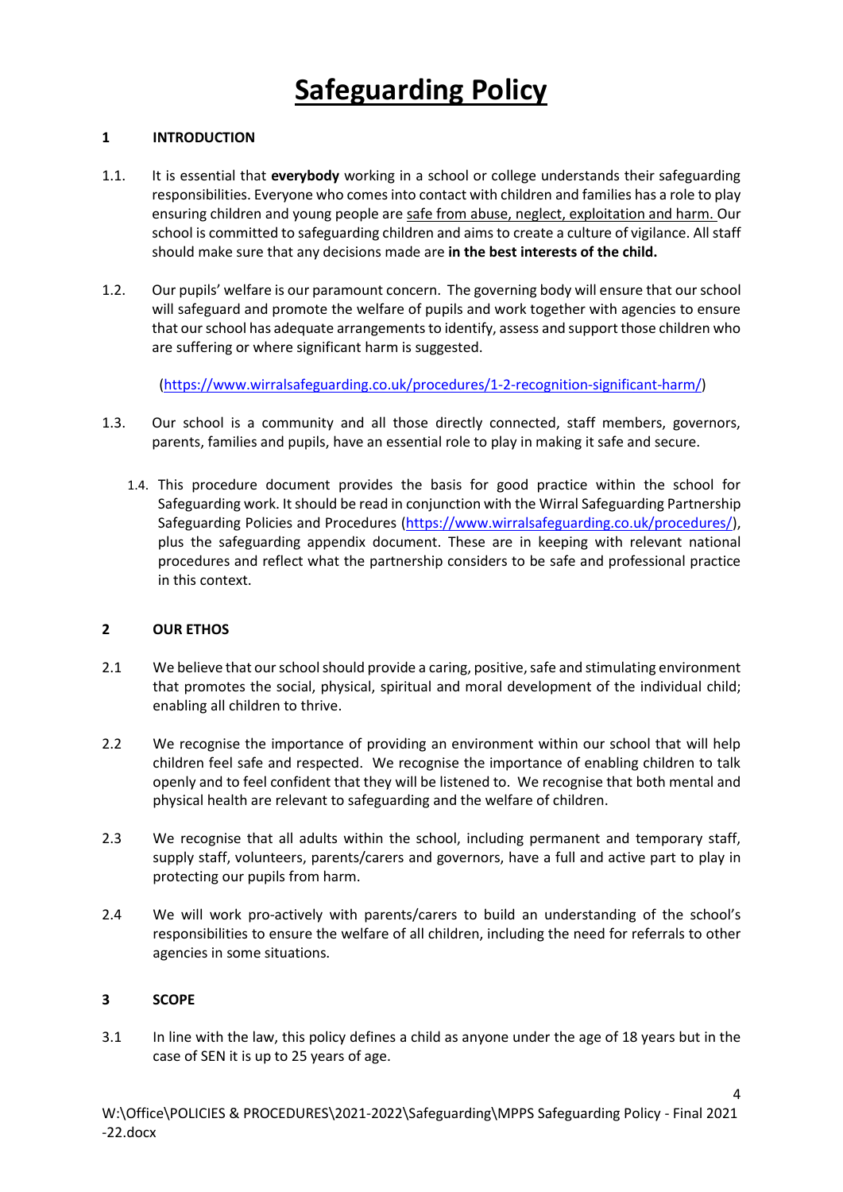# Safeguarding Policy

## 1 INTRODUCTION

1.1. It is essential that **everybody** working in a school or college understands their safeguarding responsibilities. Everyone who comes into contact with children and families has a role to play ensuring children and young people are safe from abuse, neglect, exploitation and harm. Our school is committed to safeguarding children and aims to create a culture of vigilance. All staff should make sure that any decisions made are **in the best interests of the child.**

1.2. Our pupils' welfare is our paramount concern. The governing body will ensure that our school will safeguard and promote the welfare of pupils and work together with agencies to ensure that our school has adequate arrangements to identify, assess and support those children who are suffering or where significant harm is suggested.

(https://www.wirralsafeguarding.co.uk/procedures/1-2-recognition-significant-harm/)

1.3. Our school is a community and all those directly connected, staff members, governors, parents, families and pupils, have an essential role to play in making it safe and secure.

1.4. This procedure document provides the basis for good practice within the school for Safeguarding work. It should be read in conjunction with the Wirral Safeguarding Partnership Safeguarding Policies and Procedures (https://www.wirralsafeguarding.co.uk/procedures/), plus the safeguarding appendix document. These are in keeping with relevant national procedures and reflect what the partnership considers to be safe and professional practice in this context.

## 2 OUR ETHOS

2.1 We believe that our school should provide a caring, positive, safe and stimulating environment that promotes the social, physical, spiritual and moral development of the individual child; enabling all children to thrive.

2.2 We recognise the importance of providing an environment within our school that will help children feel safe and respected. We recognise the importance of enabling children to talk openly and to feel confident that they will be listened to. We recognise that both mental and physical health are relevant to safeguarding and the welfare of children.

2.3 We recognise that all adults within the school, including permanent and temporary staff, supply staff, volunteers, parents/carers and governors, have a full and active part to play in protecting our pupils from harm.

2.4 We will work pro-actively with parents/carers to build an understanding of the school's responsibilities to ensure the welfare of all children, including the need for referrals to other agencies in some situations.

## 3 SCOPE

3.1 In line with the law, this policy defines a child as anyone under the age of 18 years but in the case of SEN it is up to 25 years of age.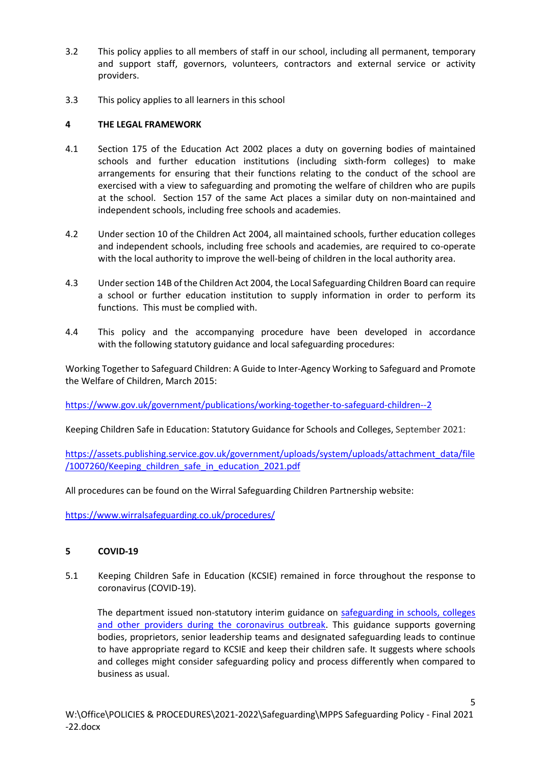3.2 This policy applies to all members of staff in our school, including all permanent, temporary and support staff, governors, volunteers, contractors and external service or activity providers.

3.3 This policy applies to all learners in this school

## 4 THE LEGAL FRAMEWORK

4.1 Section 175 of the Education Act 2002 places a duty on governing bodies of maintained schools and further education institutions (including sixth-form colleges) to make arrangements for ensuring that their functions relating to the conduct of the school are exercised with a view to safeguarding and promoting the welfare of children who are pupils at the school. Section 157 of the same Act places a similar duty on non-maintained and independent schools, including free schools and academies.

4.2 Under section 10 of the Children Act 2004, all maintained schools, further education colleges and independent schools, including free schools and academies, are required to co-operate with the local authority to improve the well-being of children in the local authority area.

4.3 Under section 14B of the Children Act 2004, the Local Safeguarding Children Board can require a school or further education institution to supply information in order to perform its functions. This must be complied with.

4.4 This policy and the accompanying procedure have been developed in accordance with the following statutory guidance and local safeguarding procedures:

Working Together to Safeguard Children: A Guide to Inter-Agency Working to Safeguard and Promote the Welfare of Children, March 2015:

https://www.gov.uk/government/publications/working-together-to-safeguard-children--2

Keeping Children Safe in Education: Statutory Guidance for Schools and Colleges, September 2021:

https://assets.publishing.service.gov.uk/government/uploads/system/uploads/attachment_data/file/1007260/Keeping_children_safe_in_education_2021.pdf

All procedures can be found on the Wirral Safeguarding Children Partnership website:

https://www.wirralsafeguarding.co.uk/procedures/

## 5 COVID-19

5.1 Keeping Children Safe in Education (KCSIE) remained in force throughout the response to coronavirus (COVID-19).

The department issued non-statutory interim guidance on safeguarding in schools, colleges and other providers during the coronavirus outbreak. This guidance supports governing bodies, proprietors, senior leadership teams and designated safeguarding leads to continue to have appropriate regard to KCSIE and keep their children safe. It suggests where schools and colleges might consider safeguarding policy and process differently when compared to business as usual.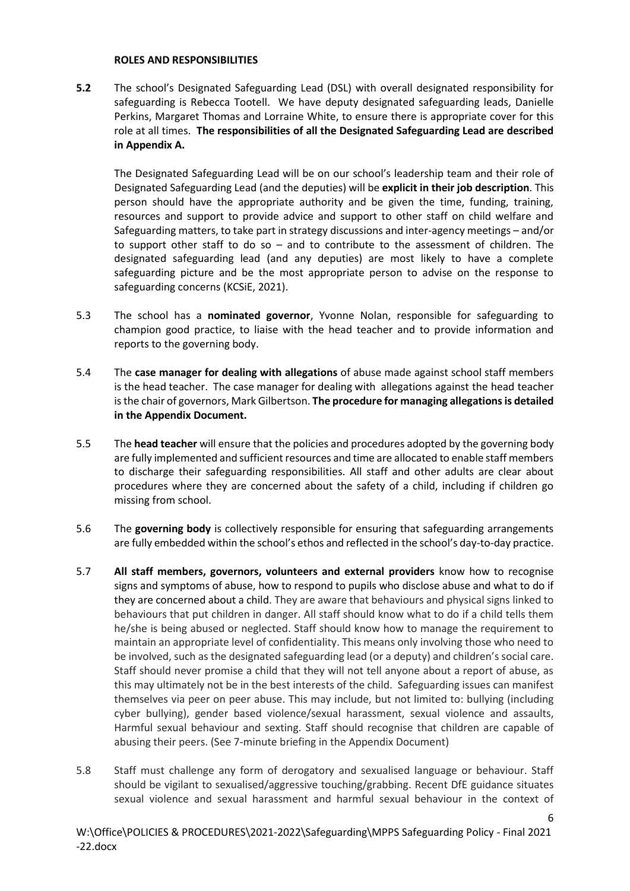**ROLES AND RESPONSIBILITIES**

**5.2** The school's Designated Safeguarding Lead (DSL) with overall designated responsibility for safeguarding is Rebecca Tootell. We have deputy designated safeguarding leads, Danielle Perkins, Margaret Thomas and Lorraine White, to ensure there is appropriate cover for this role at all times. **The responsibilities of all the Designated Safeguarding Lead are described in Appendix A.**

The Designated Safeguarding Lead will be on our school's leadership team and their role of Designated Safeguarding Lead (and the deputies) will be **explicit in their job description**. This person should have the appropriate authority and be given the time, funding, training, resources and support to provide advice and support to other staff on child welfare and Safeguarding matters, to take part in strategy discussions and inter-agency meetings – and/or to support other staff to do so – and to contribute to the assessment of children. The designated safeguarding lead (and any deputies) are most likely to have a complete safeguarding picture and be the most appropriate person to advise on the response to safeguarding concerns (KCSiE, 2021).

5.3 The school has a **nominated governor**, Yvonne Nolan, responsible for safeguarding to champion good practice, to liaise with the head teacher and to provide information and reports to the governing body.

5.4 The **case manager for dealing with allegations** of abuse made against school staff members is the head teacher. The case manager for dealing with allegations against the head teacher is the chair of governors, Mark Gilbertson. **The procedure for managing allegations is detailed in the Appendix Document.**

5.5 The **head teacher** will ensure that the policies and procedures adopted by the governing body are fully implemented and sufficient resources and time are allocated to enable staff members to discharge their safeguarding responsibilities. All staff and other adults are clear about procedures where they are concerned about the safety of a child, including if children go missing from school.

5.6 The **governing body** is collectively responsible for ensuring that safeguarding arrangements are fully embedded within the school's ethos and reflected in the school's day-to-day practice.

5.7 **All staff members, governors, volunteers and external providers** know how to recognise signs and symptoms of abuse, how to respond to pupils who disclose abuse and what to do if they are concerned about a child. They are aware that behaviours and physical signs linked to behaviours that put children in danger. All staff should know what to do if a child tells them he/she is being abused or neglected. Staff should know how to manage the requirement to maintain an appropriate level of confidentiality. This means only involving those who need to be involved, such as the designated safeguarding lead (or a deputy) and children's social care. Staff should never promise a child that they will not tell anyone about a report of abuse, as this may ultimately not be in the best interests of the child. Safeguarding issues can manifest themselves via peer on peer abuse. This may include, but not limited to: bullying (including cyber bullying), gender based violence/sexual harassment, sexual violence and assaults, Harmful sexual behaviour and sexting. Staff should recognise that children are capable of abusing their peers. (See 7-minute briefing in the Appendix Document)

5.8 Staff must challenge any form of derogatory and sexualised language or behaviour. Staff should be vigilant to sexualised/aggressive touching/grabbing. Recent DfE guidance situates sexual violence and sexual harassment and harmful sexual behaviour in the context of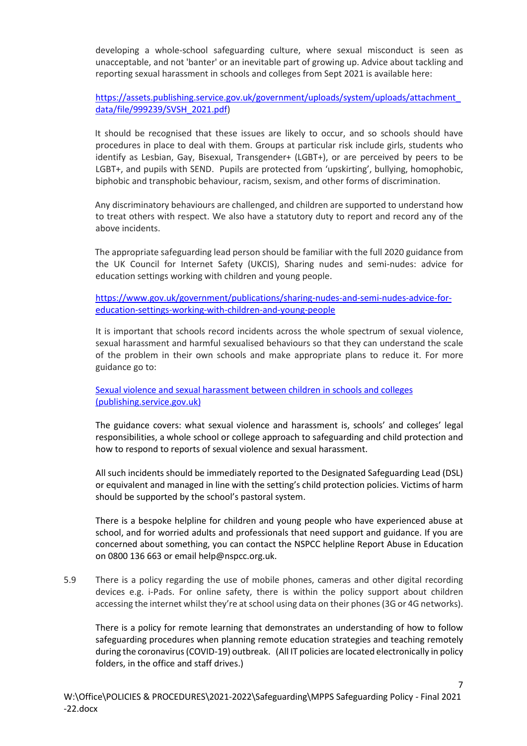developing a whole-school safeguarding culture, where sexual misconduct is seen as unacceptable, and not 'banter' or an inevitable part of growing up. Advice about tackling and reporting sexual harassment in schools and colleges from Sept 2021 is available here:

[https://assets.publishing.service.gov.uk/government/uploads/system/uploads/attachment_data/file/999239/SVSH_2021.pdf](https://assets.publishing.service.gov.uk/government/uploads/system/uploads/attachment_data/file/999239/SVSH_2021.pdf))

It should be recognised that these issues are likely to occur, and so schools should have procedures in place to deal with them. Groups at particular risk include girls, students who identify as Lesbian, Gay, Bisexual, Transgender+ (LGBT+), or are perceived by peers to be LGBT+, and pupils with SEND. Pupils are protected from 'upskirting', bullying, homophobic, biphobic and transphobic behaviour, racism, sexism, and other forms of discrimination.

Any discriminatory behaviours are challenged, and children are supported to understand how to treat others with respect. We also have a statutory duty to report and record any of the above incidents.

The appropriate safeguarding lead person should be familiar with the full 2020 guidance from the UK Council for Internet Safety (UKCIS), Sharing nudes and semi-nudes: advice for education settings working with children and young people.

[https://www.gov.uk/government/publications/sharing-nudes-and-semi-nudes-advice-for-education-settings-working-with-children-and-young-people](https://www.gov.uk/government/publications/sharing-nudes-and-semi-nudes-advice-for-education-settings-working-with-children-and-young-people)

It is important that schools record incidents across the whole spectrum of sexual violence, sexual harassment and harmful sexualised behaviours so that they can understand the scale of the problem in their own schools and make appropriate plans to reduce it. For more guidance go to:

Sexual violence and sexual harassment between children in schools and colleges (publishing.service.gov.uk)

The guidance covers: what sexual violence and harassment is, schools' and colleges' legal responsibilities, a whole school or college approach to safeguarding and child protection and how to respond to reports of sexual violence and sexual harassment.

All such incidents should be immediately reported to the Designated Safeguarding Lead (DSL) or equivalent and managed in line with the setting's child protection policies. Victims of harm should be supported by the school's pastoral system.

There is a bespoke helpline for children and young people who have experienced abuse at school, and for worried adults and professionals that need support and guidance. If you are concerned about something, you can contact the NSPCC helpline Report Abuse in Education on 0800 136 663 or email help@nspcc.org.uk.

5.9 There is a policy regarding the use of mobile phones, cameras and other digital recording devices e.g. i-Pads. For online safety, there is within the policy support about children accessing the internet whilst they're at school using data on their phones (3G or 4G networks).

There is a policy for remote learning that demonstrates an understanding of how to follow safeguarding procedures when planning remote education strategies and teaching remotely during the coronavirus (COVID-19) outbreak. (All IT policies are located electronically in policy folders, in the office and staff drives.)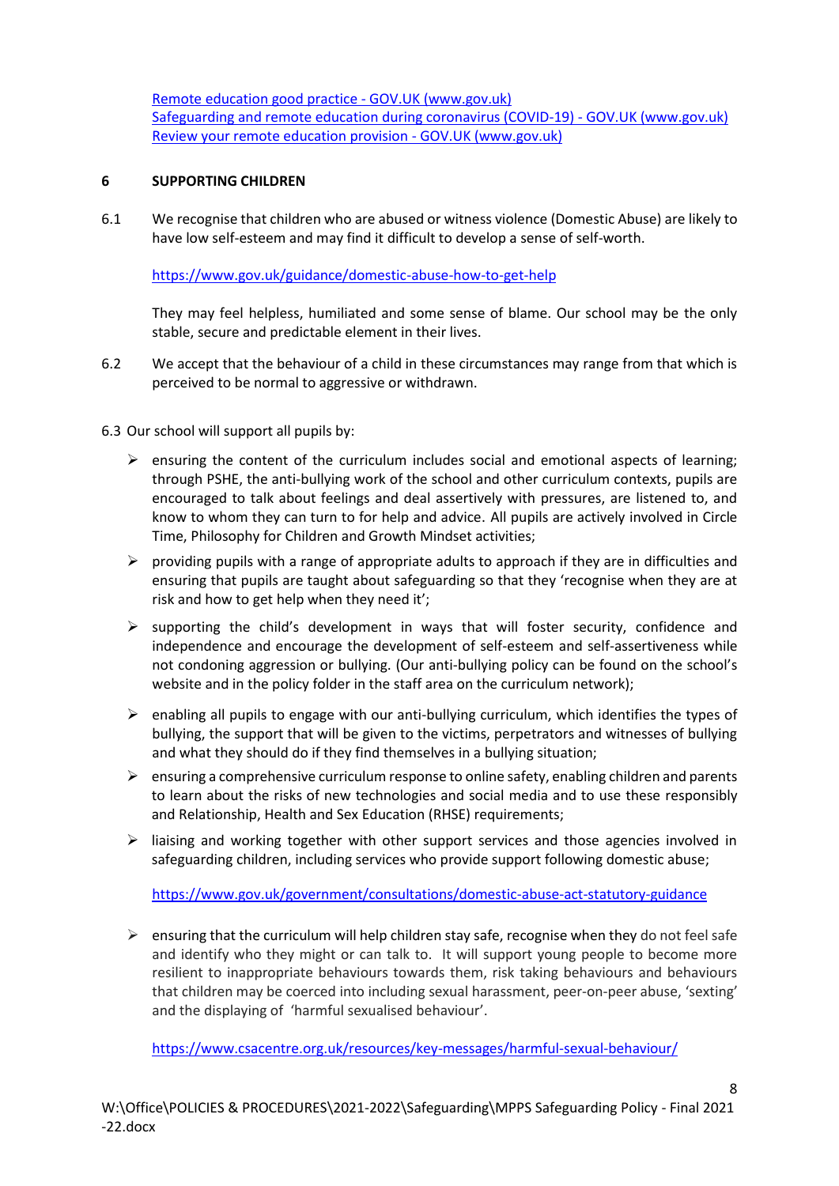[Remote education good practice - GOV.UK (www.gov.uk)](https://www.gov.uk)
[Safeguarding and remote education during coronavirus (COVID-19) - GOV.UK (www.gov.uk)](https://www.gov.uk)
[Review your remote education provision - GOV.UK (www.gov.uk)](https://www.gov.uk)

## 6 SUPPORTING CHILDREN

6.1 We recognise that children who are abused or witness violence (Domestic Abuse) are likely to have low self-esteem and may find it difficult to develop a sense of self-worth.

https://www.gov.uk/guidance/domestic-abuse-how-to-get-help

They may feel helpless, humiliated and some sense of blame. Our school may be the only stable, secure and predictable element in their lives.

6.2 We accept that the behaviour of a child in these circumstances may range from that which is perceived to be normal to aggressive or withdrawn.

6.3 Our school will support all pupils by:

- ensuring the content of the curriculum includes social and emotional aspects of learning; through PSHE, the anti-bullying work of the school and other curriculum contexts, pupils are encouraged to talk about feelings and deal assertively with pressures, are listened to, and know to whom they can turn to for help and advice. All pupils are actively involved in Circle Time, Philosophy for Children and Growth Mindset activities;
- providing pupils with a range of appropriate adults to approach if they are in difficulties and ensuring that pupils are taught about safeguarding so that they 'recognise when they are at risk and how to get help when they need it';
- supporting the child's development in ways that will foster security, confidence and independence and encourage the development of self-esteem and self-assertiveness while not condoning aggression or bullying. (Our anti-bullying policy can be found on the school's website and in the policy folder in the staff area on the curriculum network);
- enabling all pupils to engage with our anti-bullying curriculum, which identifies the types of bullying, the support that will be given to the victims, perpetrators and witnesses of bullying and what they should do if they find themselves in a bullying situation;
- ensuring a comprehensive curriculum response to online safety, enabling children and parents to learn about the risks of new technologies and social media and to use these responsibly and Relationship, Health and Sex Education (RHSE) requirements;
- liaising and working together with other support services and those agencies involved in safeguarding children, including services who provide support following domestic abuse;

  https://www.gov.uk/government/consultations/domestic-abuse-act-statutory-guidance

- ensuring that the curriculum will help children stay safe, recognise when they do not feel safe and identify who they might or can talk to. It will support young people to become more resilient to inappropriate behaviours towards them, risk taking behaviours and behaviours that children may be coerced into including sexual harassment, peer-on-peer abuse, 'sexting' and the displaying of 'harmful sexualised behaviour'.

  https://www.csacentre.org.uk/resources/key-messages/harmful-sexual-behaviour/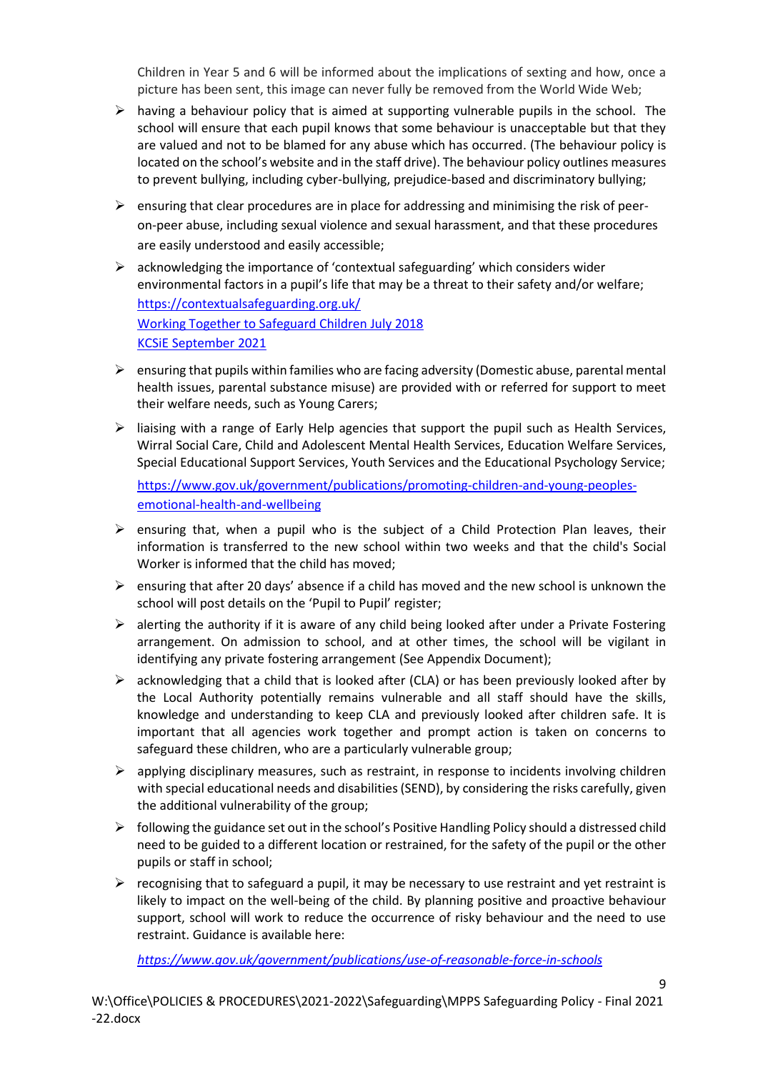Children in Year 5 and 6 will be informed about the implications of sexting and how, once a picture has been sent, this image can never fully be removed from the World Wide Web;

- having a behaviour policy that is aimed at supporting vulnerable pupils in the school. The school will ensure that each pupil knows that some behaviour is unacceptable but that they are valued and not to be blamed for any abuse which has occurred. (The behaviour policy is located on the school's website and in the staff drive). The behaviour policy outlines measures to prevent bullying, including cyber-bullying, prejudice-based and discriminatory bullying;
- ensuring that clear procedures are in place for addressing and minimising the risk of peer-on-peer abuse, including sexual violence and sexual harassment, and that these procedures are easily understood and easily accessible;
- acknowledging the importance of 'contextual safeguarding' which considers wider environmental factors in a pupil's life that may be a threat to their safety and/or welfare;
  [https://contextualsafeguarding.org.uk/](https://contextualsafeguarding.org.uk/)
  Working Together to Safeguard Children July 2018
  KCSiE September 2021
- ensuring that pupils within families who are facing adversity (Domestic abuse, parental mental health issues, parental substance misuse) are provided with or referred for support to meet their welfare needs, such as Young Carers;
- liaising with a range of Early Help agencies that support the pupil such as Health Services, Wirral Social Care, Child and Adolescent Mental Health Services, Education Welfare Services, Special Educational Support Services, Youth Services and the Educational Psychology Service;

  [https://www.gov.uk/government/publications/promoting-children-and-young-peoples-emotional-health-and-wellbeing](https://www.gov.uk/government/publications/promoting-children-and-young-peoples-emotional-health-and-wellbeing)
- ensuring that, when a pupil who is the subject of a Child Protection Plan leaves, their information is transferred to the new school within two weeks and that the child's Social Worker is informed that the child has moved;
- ensuring that after 20 days' absence if a child has moved and the new school is unknown the school will post details on the 'Pupil to Pupil' register;
- alerting the authority if it is aware of any child being looked after under a Private Fostering arrangement. On admission to school, and at other times, the school will be vigilant in identifying any private fostering arrangement (See Appendix Document);
- acknowledging that a child that is looked after (CLA) or has been previously looked after by the Local Authority potentially remains vulnerable and all staff should have the skills, knowledge and understanding to keep CLA and previously looked after children safe. It is important that all agencies work together and prompt action is taken on concerns to safeguard these children, who are a particularly vulnerable group;
- applying disciplinary measures, such as restraint, in response to incidents involving children with special educational needs and disabilities (SEND), by considering the risks carefully, given the additional vulnerability of the group;
- following the guidance set out in the school's Positive Handling Policy should a distressed child need to be guided to a different location or restrained, for the safety of the pupil or the other pupils or staff in school;
- recognising that to safeguard a pupil, it may be necessary to use restraint and yet restraint is likely to impact on the well-being of the child. By planning positive and proactive behaviour support, school will work to reduce the occurrence of risky behaviour and the need to use restraint. Guidance is available here:

  *[https://www.gov.uk/government/publications/use-of-reasonable-force-in-schools](https://www.gov.uk/government/publications/use-of-reasonable-force-in-schools)*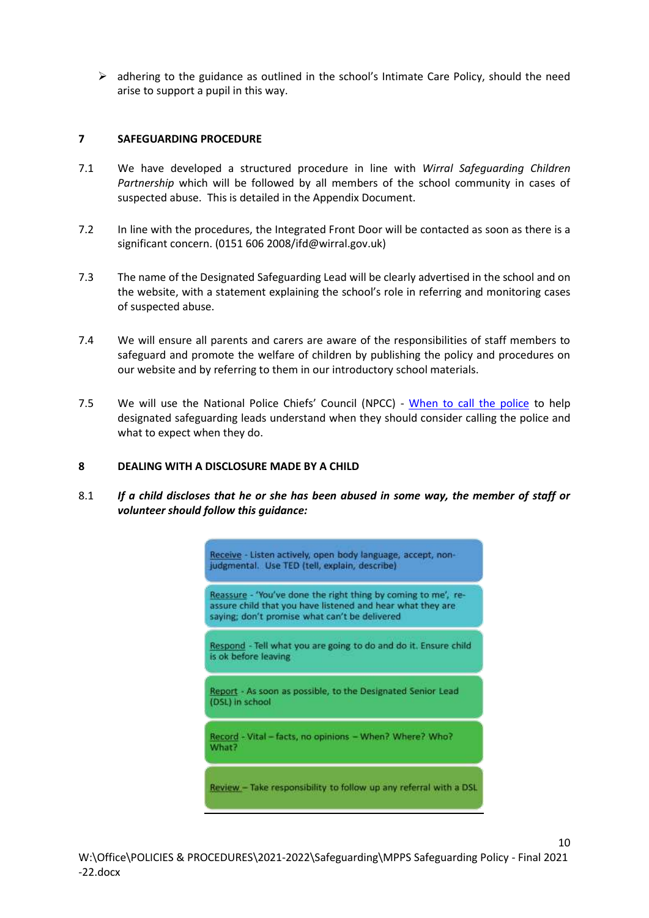- adhering to the guidance as outlined in the school's Intimate Care Policy, should the need arise to support a pupil in this way.

## 7 SAFEGUARDING PROCEDURE

7.1 We have developed a structured procedure in line with *Wirral Safeguarding Children Partnership* which will be followed by all members of the school community in cases of suspected abuse. This is detailed in the Appendix Document.

7.2 In line with the procedures, the Integrated Front Door will be contacted as soon as there is a significant concern. (0151 606 2008/ifd@wirral.gov.uk)

7.3 The name of the Designated Safeguarding Lead will be clearly advertised in the school and on the website, with a statement explaining the school's role in referring and monitoring cases of suspected abuse.

7.4 We will ensure all parents and carers are aware of the responsibilities of staff members to safeguard and promote the welfare of children by publishing the policy and procedures on our website and by referring to them in our introductory school materials.

7.5 We will use the National Police Chiefs' Council (NPCC) - When to call the police to help designated safeguarding leads understand when they should consider calling the police and what to expect when they do.

## 8 DEALING WITH A DISCLOSURE MADE BY A CHILD

8.1 ***If a child discloses that he or she has been abused in some way, the member of staff or volunteer should follow this guidance:***

**Receive** - Listen actively, open body language, accept, non-judgmental. Use TED (tell, explain, describe)

**Reassure** - 'You've done the right thing by coming to me', re-assure child that you have listened and hear what they are saying; don't promise what can't be delivered

**Respond** - Tell what you are going to do and do it. Ensure child is ok before leaving

**Report** - As soon as possible, to the Designated Senior Lead (DSL) in school

**Record** - Vital – facts, no opinions – When? Where? Who? What?

**Review** – Take responsibility to follow up any referral with a DSL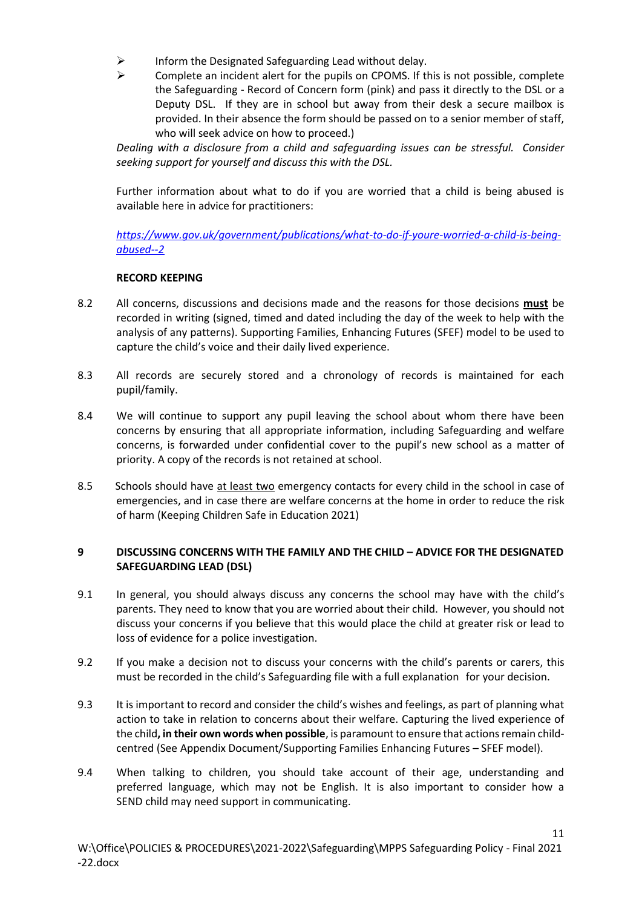- Inform the Designated Safeguarding Lead without delay.
- Complete an incident alert for the pupils on CPOMS. If this is not possible, complete the Safeguarding - Record of Concern form (pink) and pass it directly to the DSL or a Deputy DSL. If they are in school but away from their desk a secure mailbox is provided. In their absence the form should be passed on to a senior member of staff, who will seek advice on how to proceed.)

*Dealing with a disclosure from a child and safeguarding issues can be stressful. Consider seeking support for yourself and discuss this with the DSL.*

Further information about what to do if you are worried that a child is being abused is available here in advice for practitioners:

*https://www.gov.uk/government/publications/what-to-do-if-youre-worried-a-child-is-being-abused--2*

**RECORD KEEPING**

8.2 All concerns, discussions and decisions made and the reasons for those decisions **must** be recorded in writing (signed, timed and dated including the day of the week to help with the analysis of any patterns). Supporting Families, Enhancing Futures (SFEF) model to be used to capture the child's voice and their daily lived experience.

8.3 All records are securely stored and a chronology of records is maintained for each pupil/family.

8.4 We will continue to support any pupil leaving the school about whom there have been concerns by ensuring that all appropriate information, including Safeguarding and welfare concerns, is forwarded under confidential cover to the pupil's new school as a matter of priority. A copy of the records is not retained at school.

8.5 Schools should have at least two emergency contacts for every child in the school in case of emergencies, and in case there are welfare concerns at the home in order to reduce the risk of harm (Keeping Children Safe in Education 2021)

## 9 DISCUSSING CONCERNS WITH THE FAMILY AND THE CHILD – ADVICE FOR THE DESIGNATED SAFEGUARDING LEAD (DSL)

9.1 In general, you should always discuss any concerns the school may have with the child's parents. They need to know that you are worried about their child. However, you should not discuss your concerns if you believe that this would place the child at greater risk or lead to loss of evidence for a police investigation.

9.2 If you make a decision not to discuss your concerns with the child's parents or carers, this must be recorded in the child's Safeguarding file with a full explanation for your decision.

9.3 It is important to record and consider the child's wishes and feelings, as part of planning what action to take in relation to concerns about their welfare. Capturing the lived experience of the child**, in their own words when possible**, is paramount to ensure that actions remain child-centred (See Appendix Document/Supporting Families Enhancing Futures – SFEF model).

9.4 When talking to children, you should take account of their age, understanding and preferred language, which may not be English. It is also important to consider how a SEND child may need support in communicating.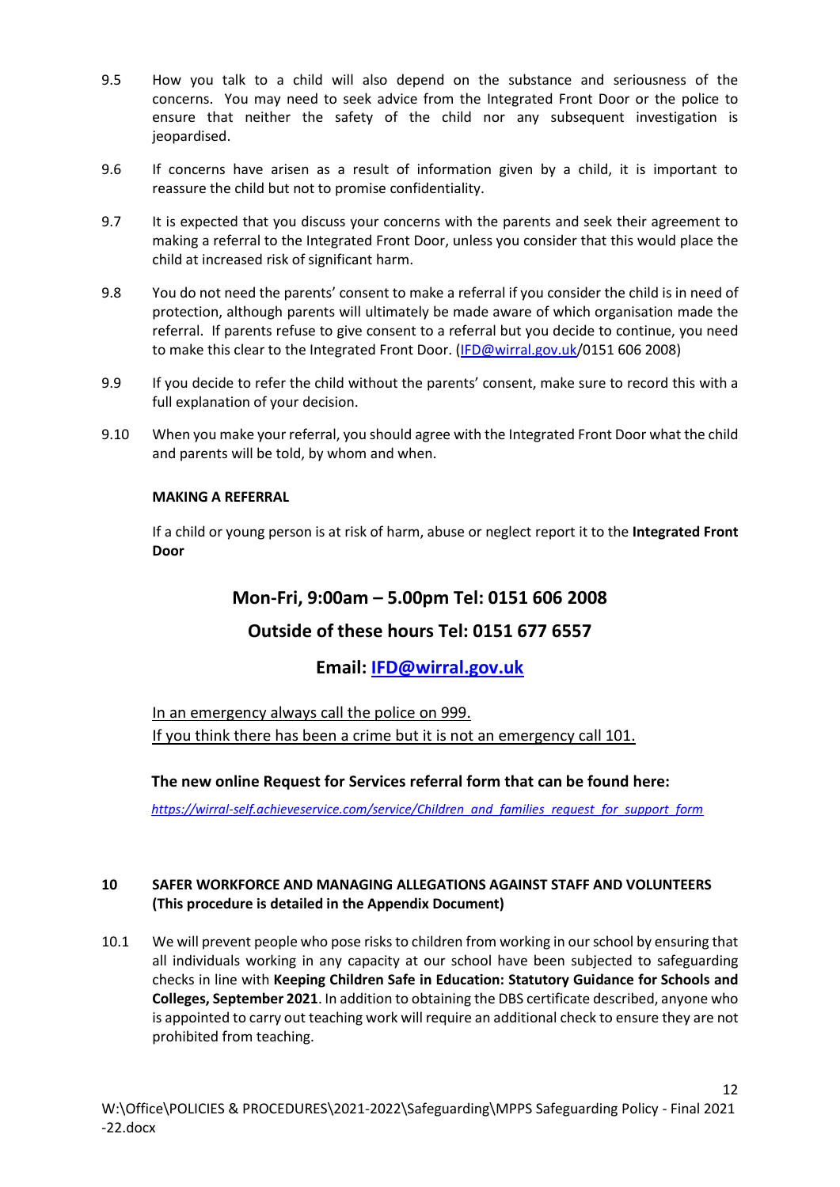9.5 How you talk to a child will also depend on the substance and seriousness of the concerns. You may need to seek advice from the Integrated Front Door or the police to ensure that neither the safety of the child nor any subsequent investigation is jeopardised.

9.6 If concerns have arisen as a result of information given by a child, it is important to reassure the child but not to promise confidentiality.

9.7 It is expected that you discuss your concerns with the parents and seek their agreement to making a referral to the Integrated Front Door, unless you consider that this would place the child at increased risk of significant harm.

9.8 You do not need the parents' consent to make a referral if you consider the child is in need of protection, although parents will ultimately be made aware of which organisation made the referral. If parents refuse to give consent to a referral but you decide to continue, you need to make this clear to the Integrated Front Door. (IFD@wirral.gov.uk/0151 606 2008)

9.9 If you decide to refer the child without the parents' consent, make sure to record this with a full explanation of your decision.

9.10 When you make your referral, you should agree with the Integrated Front Door what the child and parents will be told, by whom and when.

**MAKING A REFERRAL**

If a child or young person is at risk of harm, abuse or neglect report it to the **Integrated Front Door**

**Mon-Fri, 9:00am – 5.00pm Tel: 0151 606 2008**

**Outside of these hours Tel: 0151 677 6557**

**Email: IFD@wirral.gov.uk**

In an emergency always call the police on 999.
If you think there has been a crime but it is not an emergency call 101.

**The new online Request for Services referral form that can be found here:**

*https://wirral-self.achieveservice.com/service/Children_and_families_request_for_support_form*

## 10 SAFER WORKFORCE AND MANAGING ALLEGATIONS AGAINST STAFF AND VOLUNTEERS (This procedure is detailed in the Appendix Document)

10.1 We will prevent people who pose risks to children from working in our school by ensuring that all individuals working in any capacity at our school have been subjected to safeguarding checks in line with **Keeping Children Safe in Education: Statutory Guidance for Schools and Colleges, September 2021**. In addition to obtaining the DBS certificate described, anyone who is appointed to carry out teaching work will require an additional check to ensure they are not prohibited from teaching.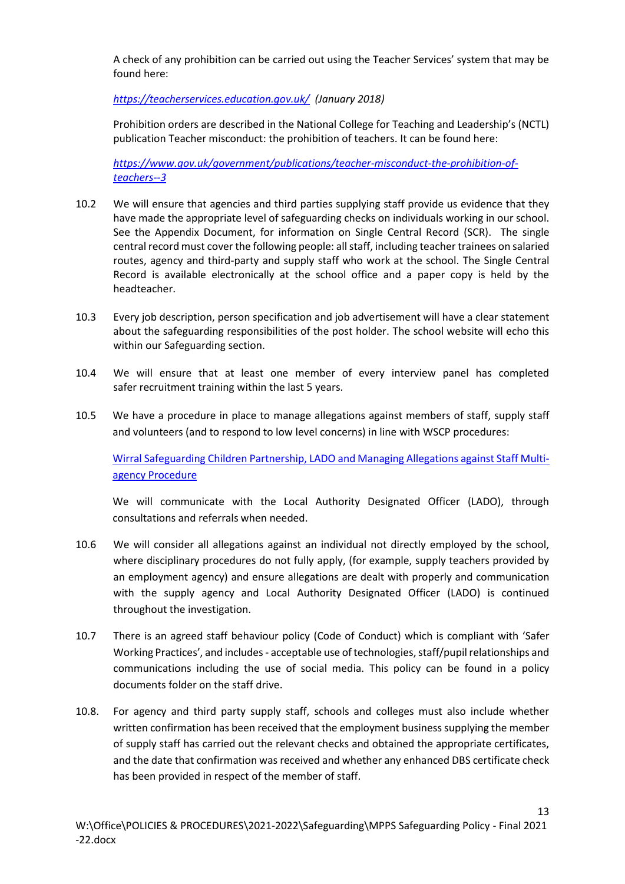A check of any prohibition can be carried out using the Teacher Services' system that may be found here:

*https://teacherservices.education.gov.uk/ (January 2018)*

Prohibition orders are described in the National College for Teaching and Leadership's (NCTL) publication Teacher misconduct: the prohibition of teachers. It can be found here:

*https://www.gov.uk/government/publications/teacher-misconduct-the-prohibition-of-teachers--3*

10.2 We will ensure that agencies and third parties supplying staff provide us evidence that they have made the appropriate level of safeguarding checks on individuals working in our school. See the Appendix Document, for information on Single Central Record (SCR). The single central record must cover the following people: all staff, including teacher trainees on salaried routes, agency and third-party and supply staff who work at the school. The Single Central Record is available electronically at the school office and a paper copy is held by the headteacher.

10.3 Every job description, person specification and job advertisement will have a clear statement about the safeguarding responsibilities of the post holder. The school website will echo this within our Safeguarding section.

10.4 We will ensure that at least one member of every interview panel has completed safer recruitment training within the last 5 years.

10.5 We have a procedure in place to manage allegations against members of staff, supply staff and volunteers (and to respond to low level concerns) in line with WSCP procedures:

Wirral Safeguarding Children Partnership, LADO and Managing Allegations against Staff Multi-agency Procedure

We will communicate with the Local Authority Designated Officer (LADO), through consultations and referrals when needed.

10.6 We will consider all allegations against an individual not directly employed by the school, where disciplinary procedures do not fully apply, (for example, supply teachers provided by an employment agency) and ensure allegations are dealt with properly and communication with the supply agency and Local Authority Designated Officer (LADO) is continued throughout the investigation.

10.7 There is an agreed staff behaviour policy (Code of Conduct) which is compliant with 'Safer Working Practices', and includes - acceptable use of technologies, staff/pupil relationships and communications including the use of social media. This policy can be found in a policy documents folder on the staff drive.

10.8. For agency and third party supply staff, schools and colleges must also include whether written confirmation has been received that the employment business supplying the member of supply staff has carried out the relevant checks and obtained the appropriate certificates, and the date that confirmation was received and whether any enhanced DBS certificate check has been provided in respect of the member of staff.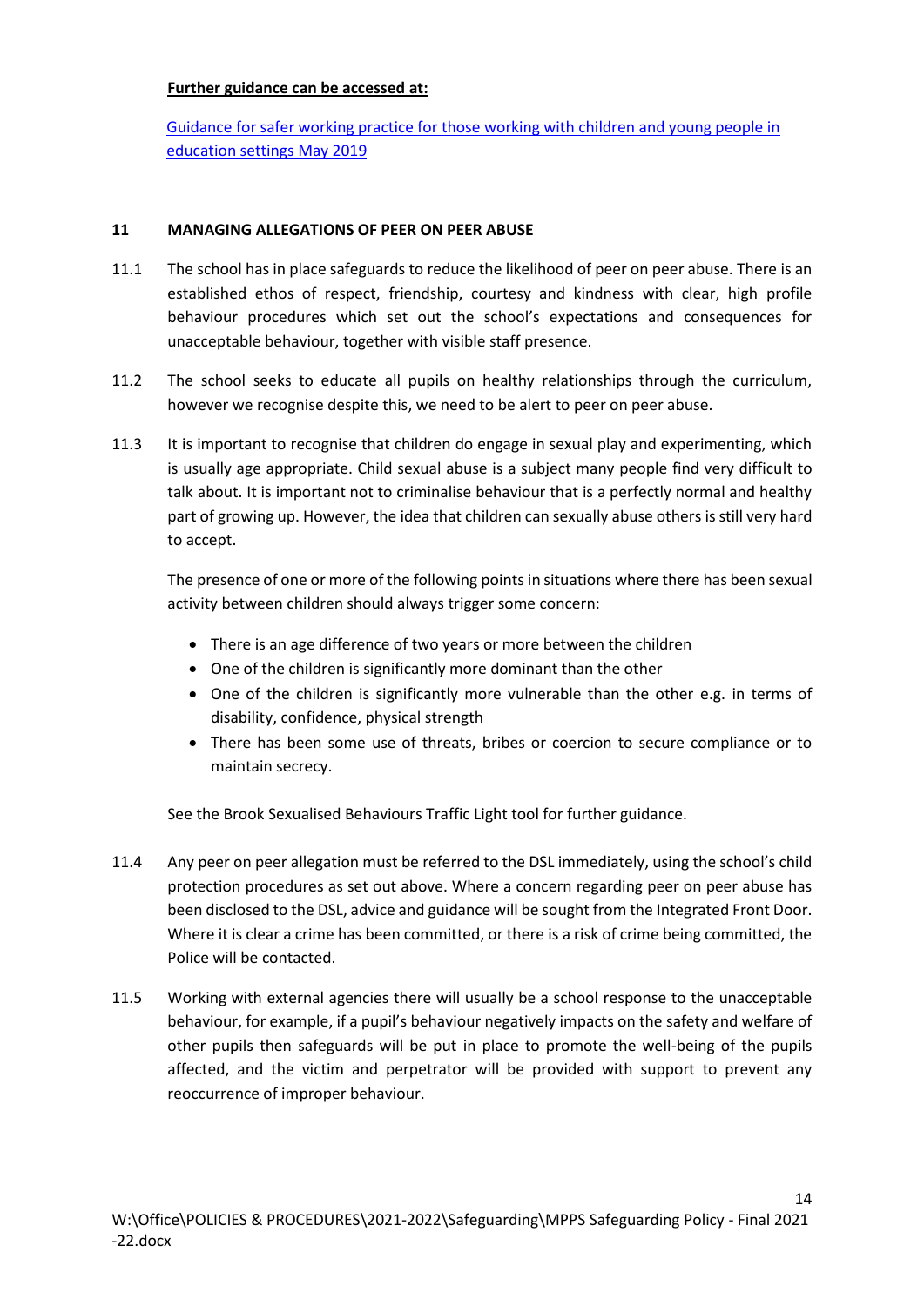**Further guidance can be accessed at:**

[Guidance for safer working practice for those working with children and young people in education settings May 2019]

## 11 MANAGING ALLEGATIONS OF PEER ON PEER ABUSE

11.1 The school has in place safeguards to reduce the likelihood of peer on peer abuse. There is an established ethos of respect, friendship, courtesy and kindness with clear, high profile behaviour procedures which set out the school's expectations and consequences for unacceptable behaviour, together with visible staff presence.

11.2 The school seeks to educate all pupils on healthy relationships through the curriculum, however we recognise despite this, we need to be alert to peer on peer abuse.

11.3 It is important to recognise that children do engage in sexual play and experimenting, which is usually age appropriate. Child sexual abuse is a subject many people find very difficult to talk about. It is important not to criminalise behaviour that is a perfectly normal and healthy part of growing up. However, the idea that children can sexually abuse others is still very hard to accept.

The presence of one or more of the following points in situations where there has been sexual activity between children should always trigger some concern:

- There is an age difference of two years or more between the children
- One of the children is significantly more dominant than the other
- One of the children is significantly more vulnerable than the other e.g. in terms of disability, confidence, physical strength
- There has been some use of threats, bribes or coercion to secure compliance or to maintain secrecy.

See the Brook Sexualised Behaviours Traffic Light tool for further guidance.

11.4 Any peer on peer allegation must be referred to the DSL immediately, using the school's child protection procedures as set out above. Where a concern regarding peer on peer abuse has been disclosed to the DSL, advice and guidance will be sought from the Integrated Front Door. Where it is clear a crime has been committed, or there is a risk of crime being committed, the Police will be contacted.

11.5 Working with external agencies there will usually be a school response to the unacceptable behaviour, for example, if a pupil's behaviour negatively impacts on the safety and welfare of other pupils then safeguards will be put in place to promote the well-being of the pupils affected, and the victim and perpetrator will be provided with support to prevent any reoccurrence of improper behaviour.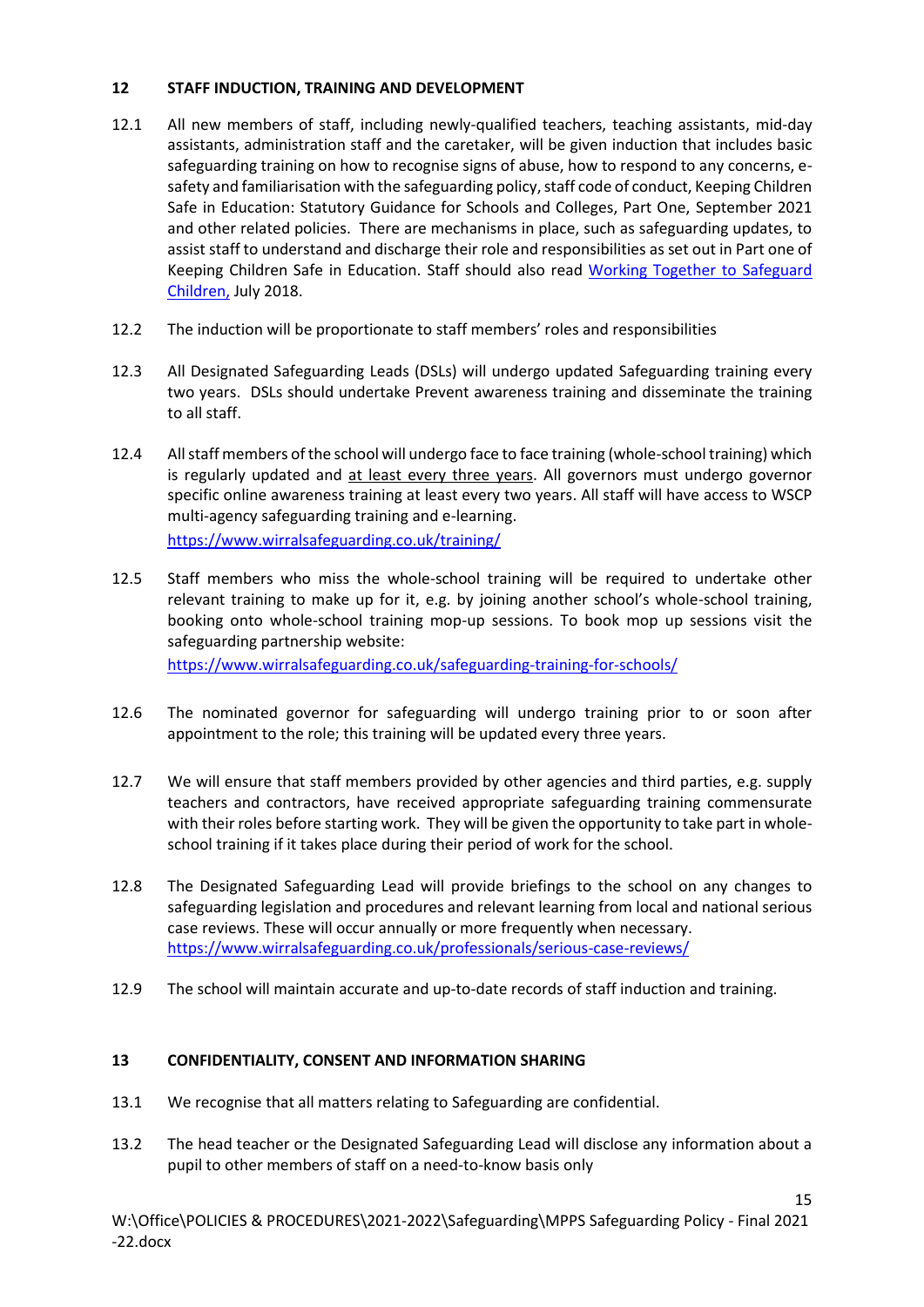## 12 STAFF INDUCTION, TRAINING AND DEVELOPMENT

12.1 All new members of staff, including newly-qualified teachers, teaching assistants, mid-day assistants, administration staff and the caretaker, will be given induction that includes basic safeguarding training on how to recognise signs of abuse, how to respond to any concerns, e-safety and familiarisation with the safeguarding policy, staff code of conduct, Keeping Children Safe in Education: Statutory Guidance for Schools and Colleges, Part One, September 2021 and other related policies. There are mechanisms in place, such as safeguarding updates, to assist staff to understand and discharge their role and responsibilities as set out in Part one of Keeping Children Safe in Education. Staff should also read Working Together to Safeguard Children, July 2018.

12.2 The induction will be proportionate to staff members' roles and responsibilities

12.3 All Designated Safeguarding Leads (DSLs) will undergo updated Safeguarding training every two years. DSLs should undertake Prevent awareness training and disseminate the training to all staff.

12.4 All staff members of the school will undergo face to face training (whole-school training) which is regularly updated and at least every three years. All governors must undergo governor specific online awareness training at least every two years. All staff will have access to WSCP multi-agency safeguarding training and e-learning.
https://www.wirralsafeguarding.co.uk/training/

12.5 Staff members who miss the whole-school training will be required to undertake other relevant training to make up for it, e.g. by joining another school's whole-school training, booking onto whole-school training mop-up sessions. To book mop up sessions visit the safeguarding partnership website:
https://www.wirralsafeguarding.co.uk/safeguarding-training-for-schools/

12.6 The nominated governor for safeguarding will undergo training prior to or soon after appointment to the role; this training will be updated every three years.

12.7 We will ensure that staff members provided by other agencies and third parties, e.g. supply teachers and contractors, have received appropriate safeguarding training commensurate with their roles before starting work. They will be given the opportunity to take part in whole-school training if it takes place during their period of work for the school.

12.8 The Designated Safeguarding Lead will provide briefings to the school on any changes to safeguarding legislation and procedures and relevant learning from local and national serious case reviews. These will occur annually or more frequently when necessary.
https://www.wirralsafeguarding.co.uk/professionals/serious-case-reviews/

12.9 The school will maintain accurate and up-to-date records of staff induction and training.

## 13 CONFIDENTIALITY, CONSENT AND INFORMATION SHARING

13.1 We recognise that all matters relating to Safeguarding are confidential.

13.2 The head teacher or the Designated Safeguarding Lead will disclose any information about a pupil to other members of staff on a need-to-know basis only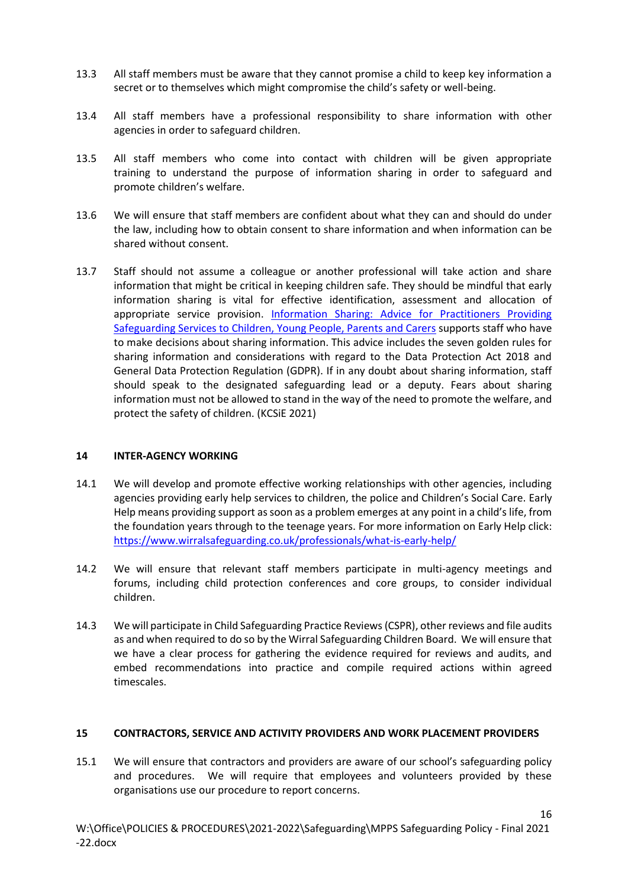13.3 All staff members must be aware that they cannot promise a child to keep key information a secret or to themselves which might compromise the child's safety or well-being.

13.4 All staff members have a professional responsibility to share information with other agencies in order to safeguard children.

13.5 All staff members who come into contact with children will be given appropriate training to understand the purpose of information sharing in order to safeguard and promote children's welfare.

13.6 We will ensure that staff members are confident about what they can and should do under the law, including how to obtain consent to share information and when information can be shared without consent.

13.7 Staff should not assume a colleague or another professional will take action and share information that might be critical in keeping children safe. They should be mindful that early information sharing is vital for effective identification, assessment and allocation of appropriate service provision. Information Sharing: Advice for Practitioners Providing Safeguarding Services to Children, Young People, Parents and Carers supports staff who have to make decisions about sharing information. This advice includes the seven golden rules for sharing information and considerations with regard to the Data Protection Act 2018 and General Data Protection Regulation (GDPR). If in any doubt about sharing information, staff should speak to the designated safeguarding lead or a deputy. Fears about sharing information must not be allowed to stand in the way of the need to promote the welfare, and protect the safety of children. (KCSiE 2021)

## 14 INTER-AGENCY WORKING

14.1 We will develop and promote effective working relationships with other agencies, including agencies providing early help services to children, the police and Children's Social Care. Early Help means providing support as soon as a problem emerges at any point in a child's life, from the foundation years through to the teenage years. For more information on Early Help click: https://www.wirralsafeguarding.co.uk/professionals/what-is-early-help/

14.2 We will ensure that relevant staff members participate in multi-agency meetings and forums, including child protection conferences and core groups, to consider individual children.

14.3 We will participate in Child Safeguarding Practice Reviews (CSPR), other reviews and file audits as and when required to do so by the Wirral Safeguarding Children Board. We will ensure that we have a clear process for gathering the evidence required for reviews and audits, and embed recommendations into practice and compile required actions within agreed timescales.

## 15 CONTRACTORS, SERVICE AND ACTIVITY PROVIDERS AND WORK PLACEMENT PROVIDERS

15.1 We will ensure that contractors and providers are aware of our school's safeguarding policy and procedures. We will require that employees and volunteers provided by these organisations use our procedure to report concerns.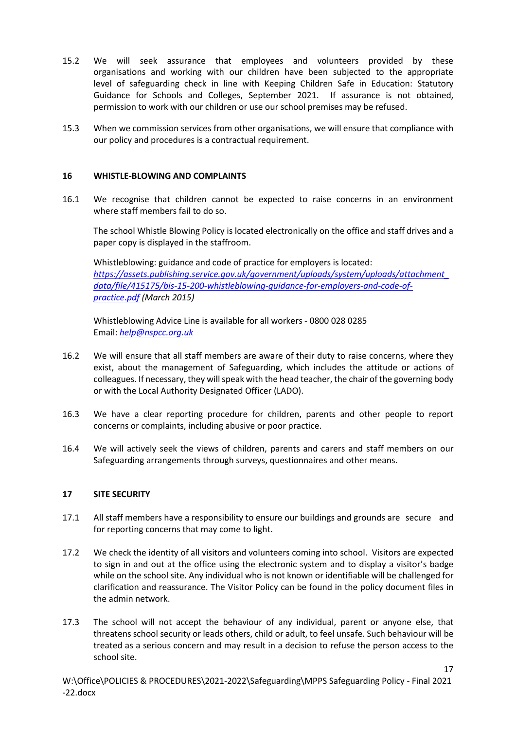15.2 We will seek assurance that employees and volunteers provided by these organisations and working with our children have been subjected to the appropriate level of safeguarding check in line with Keeping Children Safe in Education: Statutory Guidance for Schools and Colleges, September 2021. If assurance is not obtained, permission to work with our children or use our school premises may be refused.

15.3 When we commission services from other organisations, we will ensure that compliance with our policy and procedures is a contractual requirement.

## 16 WHISTLE-BLOWING AND COMPLAINTS

16.1 We recognise that children cannot be expected to raise concerns in an environment where staff members fail to do so.

The school Whistle Blowing Policy is located electronically on the office and staff drives and a paper copy is displayed in the staffroom.

Whistleblowing: guidance and code of practice for employers is located: *https://assets.publishing.service.gov.uk/government/uploads/system/uploads/attachment_data/file/415175/bis-15-200-whistleblowing-guidance-for-employers-and-code-of-practice.pdf (March 2015)*

Whistleblowing Advice Line is available for all workers - 0800 028 0285
Email: *help@nspcc.org.uk*

16.2 We will ensure that all staff members are aware of their duty to raise concerns, where they exist, about the management of Safeguarding, which includes the attitude or actions of colleagues. If necessary, they will speak with the head teacher, the chair of the governing body or with the Local Authority Designated Officer (LADO).

16.3 We have a clear reporting procedure for children, parents and other people to report concerns or complaints, including abusive or poor practice.

16.4 We will actively seek the views of children, parents and carers and staff members on our Safeguarding arrangements through surveys, questionnaires and other means.

## 17 SITE SECURITY

17.1 All staff members have a responsibility to ensure our buildings and grounds are secure and for reporting concerns that may come to light.

17.2 We check the identity of all visitors and volunteers coming into school. Visitors are expected to sign in and out at the office using the electronic system and to display a visitor's badge while on the school site. Any individual who is not known or identifiable will be challenged for clarification and reassurance. The Visitor Policy can be found in the policy document files in the admin network.

17.3 The school will not accept the behaviour of any individual, parent or anyone else, that threatens school security or leads others, child or adult, to feel unsafe. Such behaviour will be treated as a serious concern and may result in a decision to refuse the person access to the school site.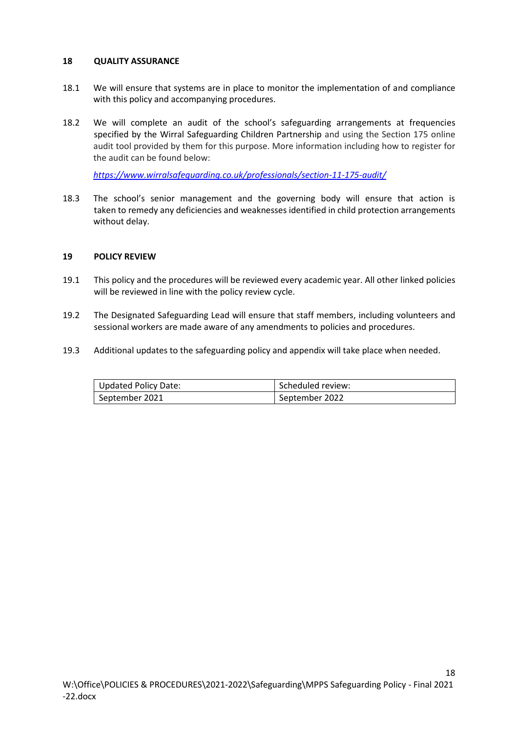## 18 QUALITY ASSURANCE

18.1 We will ensure that systems are in place to monitor the implementation of and compliance with this policy and accompanying procedures.

18.2 We will complete an audit of the school's safeguarding arrangements at frequencies specified by the Wirral Safeguarding Children Partnership and using the Section 175 online audit tool provided by them for this purpose. More information including how to register for the audit can be found below:

*https://www.wirralsafeguarding.co.uk/professionals/section-11-175-audit/*

18.3 The school's senior management and the governing body will ensure that action is taken to remedy any deficiencies and weaknesses identified in child protection arrangements without delay.

## 19 POLICY REVIEW

19.1 This policy and the procedures will be reviewed every academic year. All other linked policies will be reviewed in line with the policy review cycle.

19.2 The Designated Safeguarding Lead will ensure that staff members, including volunteers and sessional workers are made aware of any amendments to policies and procedures.

19.3 Additional updates to the safeguarding policy and appendix will take place when needed.

| Updated Policy Date: | Scheduled review: |
|---|---|
| September 2021 | September 2022 |

W:\Office\POLICIES & PROCEDURES\2021-2022\Safeguarding\MPPS Safeguarding Policy - Final 2021-22.docx